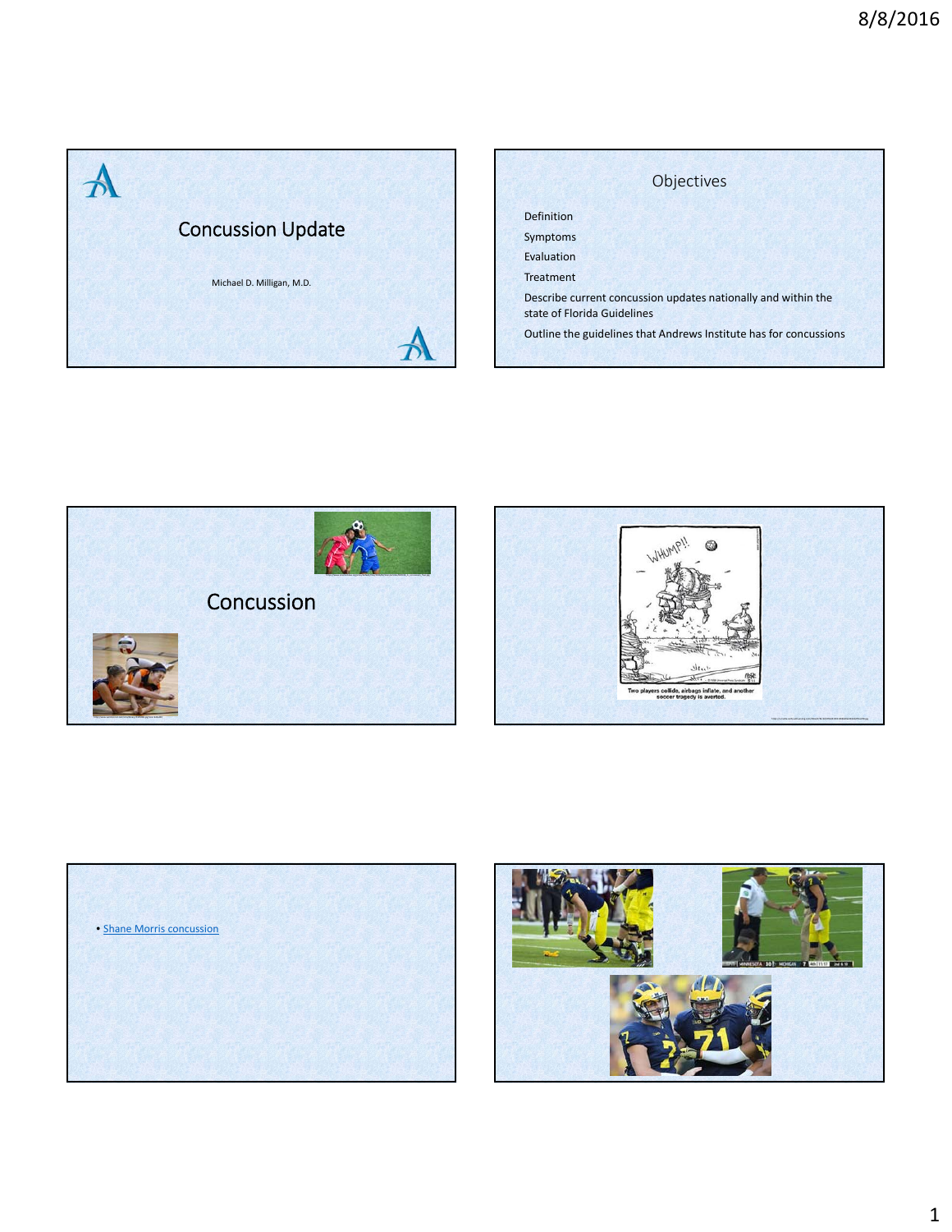# Concussion Update

Michael D. Milligan, M.D.

## Objectives

Definition

Symptoms

Evaluation

Treatment

Describe current concussion updates nationally and within the state of Florida Guidelines

Outline the guidelines that Andrews Institute has for concussions

## Concussion

Two players collide, airbags inflate, and another soccer tragedy is averted.

- Shane Morris concussion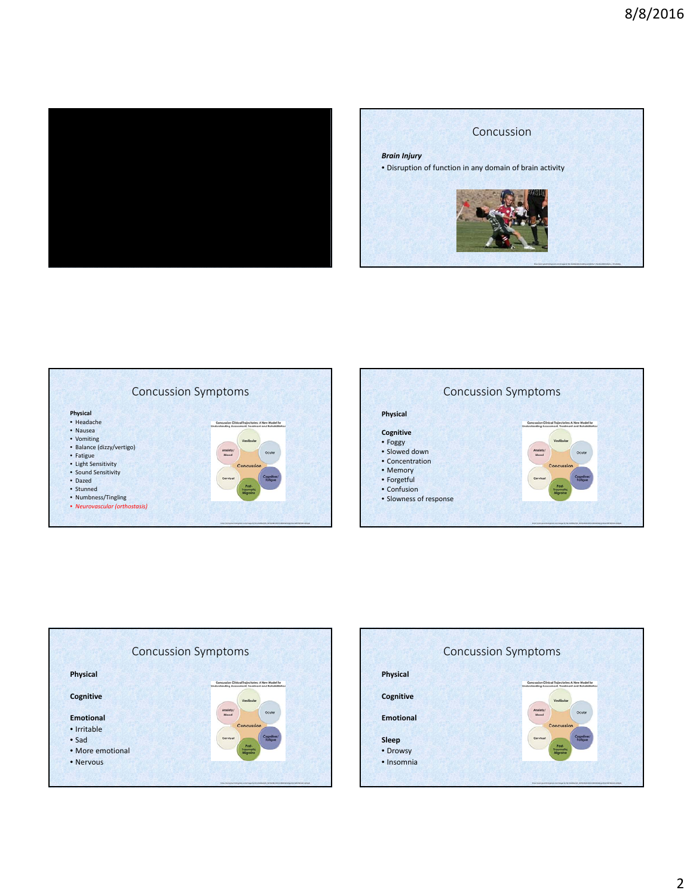## Concussion

***Brain Injury***

- Disruption of function in any domain of brain activity

## Concussion Symptoms

**Physical**

- Headache
- Nausea
- Vomiting
- Balance (dizzy/vertigo)
- Fatigue
- Light Sensitivity
- Sound Sensitivity
- Dazed
- Stunned
- Numbness/Tingling
- *Neurovascular (orthostasis)*

## Concussion Symptoms

**Physical**

**Cognitive**

- Foggy
- Slowed down
- Concentration
- Memory
- Forgetful
- Confusion
- Slowness of response

## Concussion Symptoms

**Physical**

**Cognitive**

**Emotional**

- Irritable
- Sad
- More emotional
- Nervous

## Concussion Symptoms

**Physical**

**Cognitive**

**Emotional**

**Sleep**

- Drowsy
- Insomnia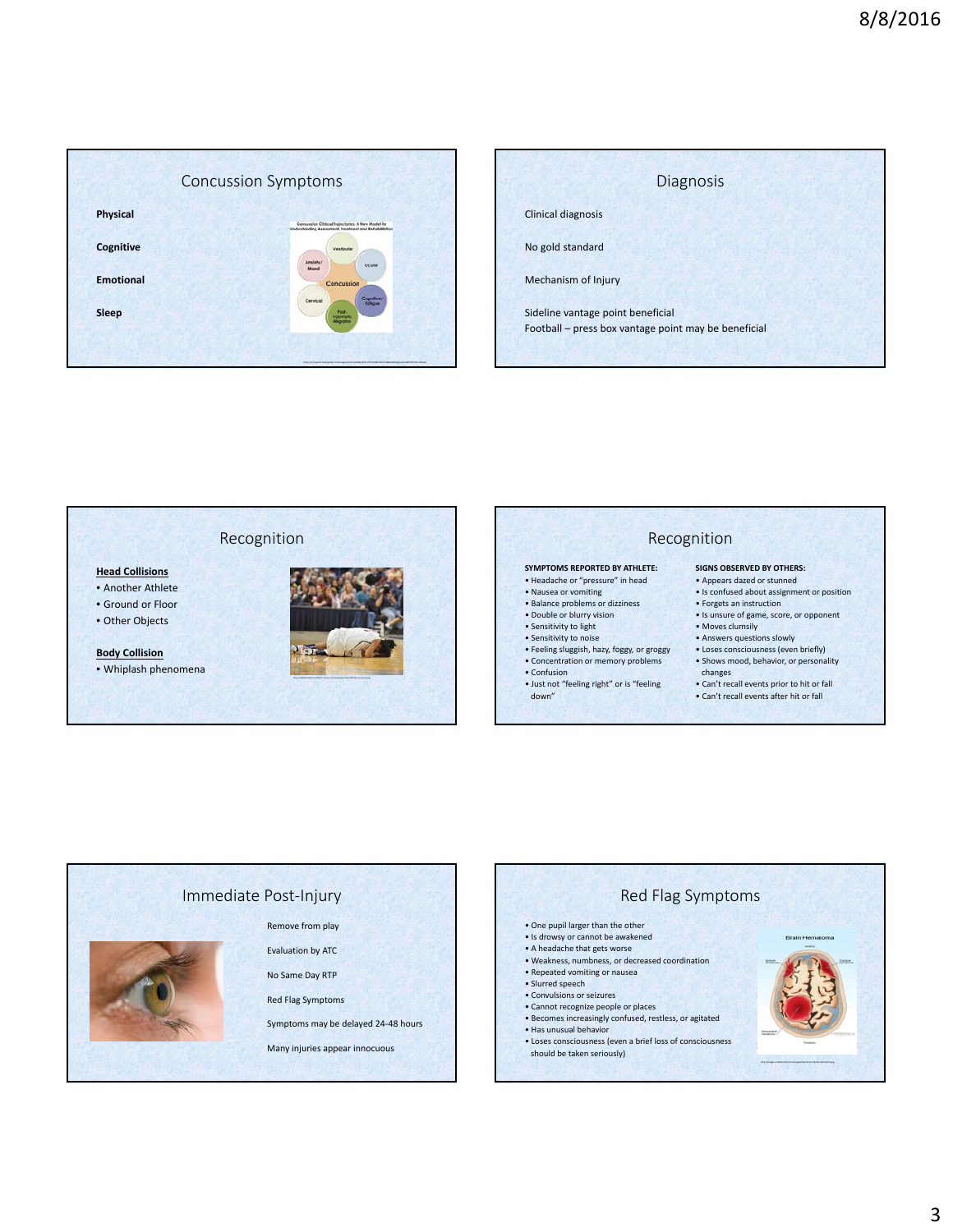## Concussion Symptoms

**Physical**

**Cognitive**

**Emotional**

**Sleep**

## Diagnosis

Clinical diagnosis

No gold standard

Mechanism of Injury

Sideline vantage point beneficial
Football – press box vantage point may be beneficial

## Recognition

**Head Collisions**

- Another Athlete
- Ground or Floor
- Other Objects

**Body Collision**

- Whiplash phenomena

## Recognition

**SYMPTOMS REPORTED BY ATHLETE:**

- Headache or "pressure" in head
- Nausea or vomiting
- Balance problems or dizziness
- Double or blurry vision
- Sensitivity to light
- Sensitivity to noise
- Feeling sluggish, hazy, foggy, or groggy
- Concentration or memory problems
- Confusion
- Just not "feeling right" or is "feeling down"

**SIGNS OBSERVED BY OTHERS:**

- Appears dazed or stunned
- Is confused about assignment or position
- Forgets an instruction
- Is unsure of game, score, or opponent
- Moves clumsily
- Answers questions slowly
- Loses consciousness (even briefly)
- Shows mood, behavior, or personality changes
- Can't recall events prior to hit or fall
- Can't recall events after hit or fall

## Immediate Post-Injury

Remove from play

Evaluation by ATC

No Same Day RTP

Red Flag Symptoms

Symptoms may be delayed 24-48 hours

Many injuries appear innocuous

## Red Flag Symptoms

- One pupil larger than the other
- Is drowsy or cannot be awakened
- A headache that gets worse
- Weakness, numbness, or decreased coordination
- Repeated vomiting or nausea
- Slurred speech
- Convulsions or seizures
- Cannot recognize people or places
- Becomes increasingly confused, restless, or agitated
- Has unusual behavior
- Loses consciousness (even a brief loss of consciousness should be taken seriously)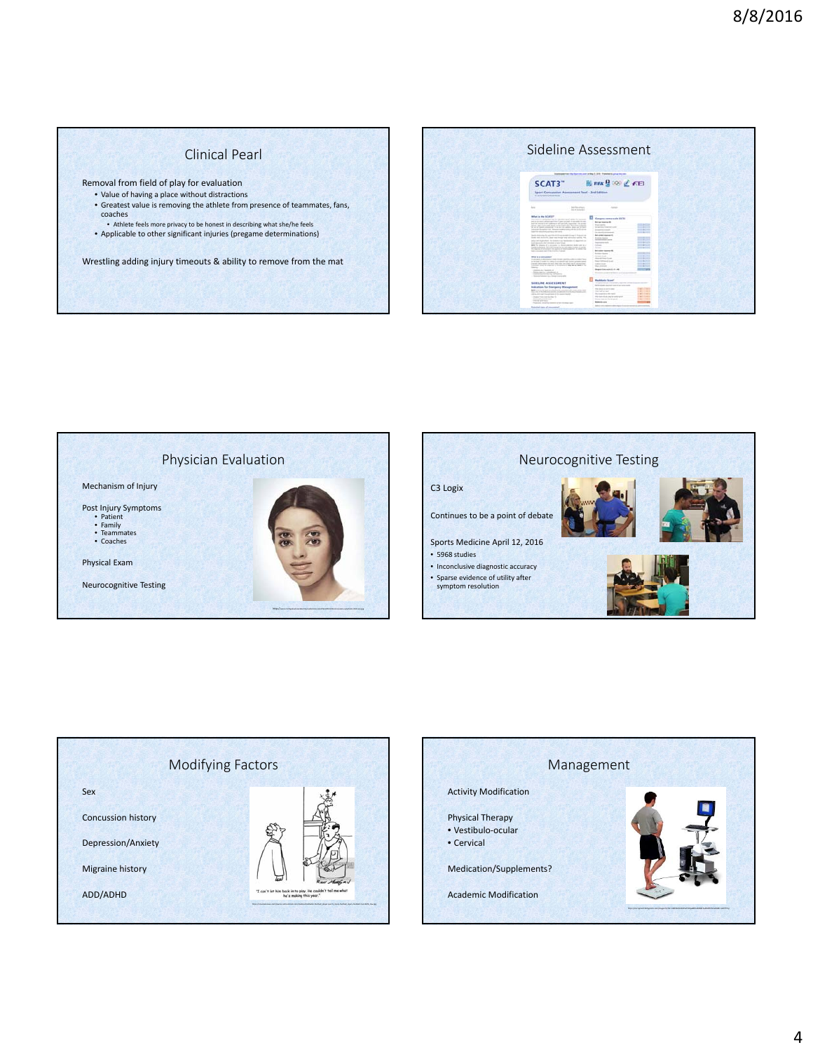## Clinical Pearl

Removal from field of play for evaluation

- Value of having a place without distractions
- Greatest value is removing the athlete from presence of teammates, fans, coaches
  - Athlete feels more privacy to be honest in describing what she/he feels
- Applicable to other significant injuries (pregame determinations)

Wrestling adding injury timeouts & ability to remove from the mat

## Sideline Assessment

## Physician Evaluation

Mechanism of Injury

Post Injury Symptoms

- Patient
- Family
- Teammates
- Coaches

Physical Exam

Neurocognitive Testing

## Neurocognitive Testing

C3 Logix

Continues to be a point of debate

Sports Medicine April 12, 2016

- 5968 studies
- Inconclusive diagnostic accuracy
- Sparse evidence of utility after symptom resolution

## Modifying Factors

Sex

Concussion history

Depression/Anxiety

Migraine history

ADD/ADHD

## Management

Activity Modification

Physical Therapy

- Vestibulo-ocular
- Cervical

Medication/Supplements?

Academic Modification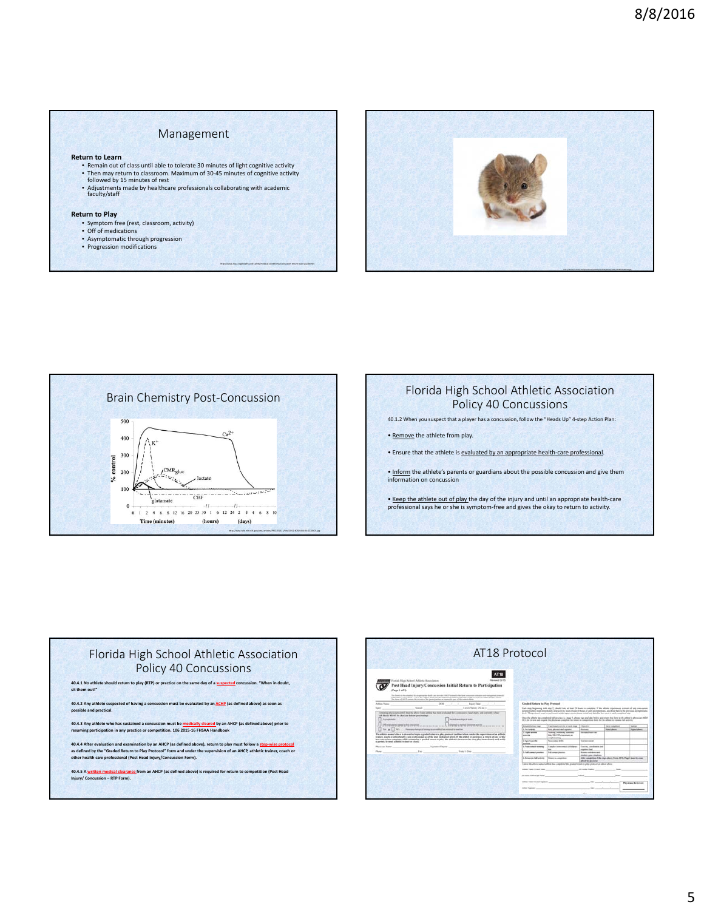## Management

**Return to Learn**

- Remain out of class until able to tolerate 30 minutes of light cognitive activity
- Then may return to classroom. Maximum of 30-45 minutes of cognitive activity followed by 15 minutes of rest
- Adjustments made by healthcare professionals collaborating with academic faculty/staff

**Return to Play**

- Symptom free (rest, classroom, activity)
- Off of medications
- Asymptomatic through progression
- Progression modifications

## Brain Chemistry Post-Concussion

## Florida High School Athletic Association Policy 40 Concussions

40.1.2 When you suspect that a player has a concussion, follow the "Heads Up" 4-step Action Plan:

- Remove the athlete from play.
- Ensure that the athlete is evaluated by an appropriate health-care professional.
- Inform the athlete's parents or guardians about the possible concussion and give them information on concussion
- Keep the athlete out of play the day of the injury and until an appropriate health-care professional says he or she is symptom-free and gives the okay to return to activity.

## Florida High School Athletic Association Policy 40 Concussions

**40.4.1 No athlete should return to play (RTP) or practice on the same day of a suspected concussion. "When in doubt, sit them out!"**

**40.4.2 Any athlete suspected of having a concussion must be evaluated by an AHCP (as defined above) as soon as possible and practical.**

**40.4.3 Any athlete who has sustained a concussion must be medically cleared by an AHCP (as defined above) prior to resuming participation in any practice or competition. 106 2015-16 FHSAA Handbook**

**40.4.4 After evaluation and examination by an AHCP (as defined above), return to play must follow a step-wise protocol as defined by the "Graded Return to Play Protocol" form and under the supervision of an AHCP, athletic trainer, coach or other health care professional (Post Head Injury/Concussion Form).**

**40.4.5 A written medical clearance from an AHCP (as defined above) is required for return to competition (Post Head Injury/ Concussion – RTP Form).**

## AT18 Protocol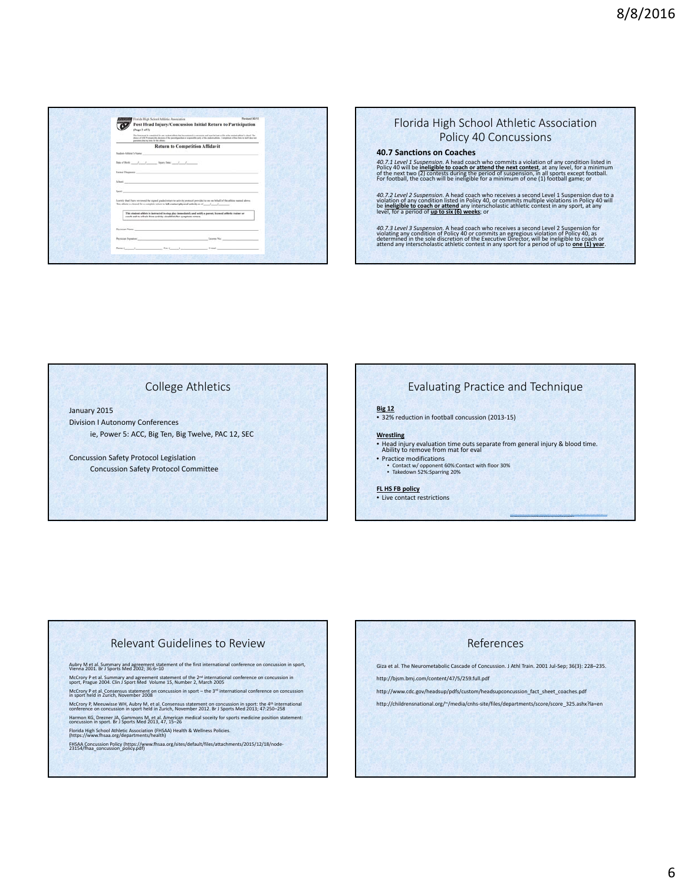Florida High School Athletic Association

Revised 06/15

**Post Head Injury/Concussion Initial Return to Participation**

(Page 5 of 5)

**Return to Competition Affidavit**

Student-Athlete's Name: ________________

Date of Birth: ___/___/_____ Injury Date: ___/___/_____

Formal Diagnosis: ________________

School: ________________

Sport: ________________

Physician Name: ________________

Physician Signature: ________________ License No: ________________

Phone: (____) ________ Fax: (____) ________ E-mail: ________________

## Florida High School Athletic Association Policy 40 Concussions

**40.7 Sanctions on Coaches**

*40.7.1 Level 1 Suspension*. A head coach who commits a violation of any condition listed in Policy 40 will be **ineligible to coach or attend the next contest**, at any level, for a minimum of the next two (2) contests during the period of suspension, in all sports except football. For football, the coach will be ineligible for a minimum of one (1) football game; or

*40.7.2 Level 2 Suspension*. A head coach who receives a second Level 1 Suspension due to a violation of any condition listed in Policy 40, or commits multiple violations in Policy 40 will be **ineligible to coach or attend** any interscholastic athletic contest in any sport, at any level, for a period of **up to six (6) weeks**; or

*40.7.3 Level 3 Suspension*. A head coach who receives a second Level 2 Suspension for violating any condition of Policy 40 or commits an egregious violation of Policy 40, as determined in the sole discretion of the Executive Director, will be ineligible to coach or attend any interscholastic athletic contest in any sport for a period of up to **one (1) year**.

## College Athletics

January 2015

Division I Autonomy Conferences

ie, Power 5: ACC, Big Ten, Big Twelve, PAC 12, SEC

Concussion Safety Protocol Legislation

Concussion Safety Protocol Committee

## Evaluating Practice and Technique

**Big 12**

- 32% reduction in football concussion (2013-15)

**Wrestling**

- Head injury evaluation time outs separate from general injury & blood time. Ability to remove from mat for eval
- Practice modifications
  - Contact w/ opponent 60%:Contact with floor 30%
  - Takedown 52%:Sparring 20%

**FL HS FB policy**

- Live contact restrictions

## Relevant Guidelines to Review

Aubry M et al. Summary and agreement statement of the first international conference on concussion in sport, Vienna 2001. Br J Sports Med 2002; 36:6–10

McCrory P et al. Summary and agreement statement of the 2nd international conference on concussion in sport, Prague 2004. Clin J Sport Med Volume 15, Number 2, March 2005

McCrory P et al. Consensus statement on concussion in sport – the 3rd international conference on concussion in sport held in Zurich, November 2008

McCrory P, Meeuwisse WH, Aubry M, et al. Consensus statement on concussion in sport: the 4th international conference on concussion in sport held in Zurich, November 2012. Br J Sports Med 2013; 47:250–258

Harmon KG, Drezner JA, Gammons M, et al. American medical soceity for sports medicine position statement: concussion in sport. Br J Sports Med 2013, 47, 15–26

Florida High School Athletic Association (FHSAA) Health & Wellness Policies. (https://www.fhsaa.org/departments/health)

FHSAA Concussion Policy (https://www.fhsaa.org/sites/default/files/attachments/2015/12/18/node-23154/fhaa_concussion_policy.pdf)

## References

Giza et al. The Neurometabolic Cascade of Concussion. J Athl Train. 2001 Jul-Sep; 36(3): 228–235.

http://bjsm.bmj.com/content/47/5/259.full.pdf

http://www.cdc.gov/headsup/pdfs/custom/headsupconcussion_fact_sheet_coaches.pdf

http://childrensnational.org/~/media/cnhs-site/files/departments/score/score_325.ashx?la=en